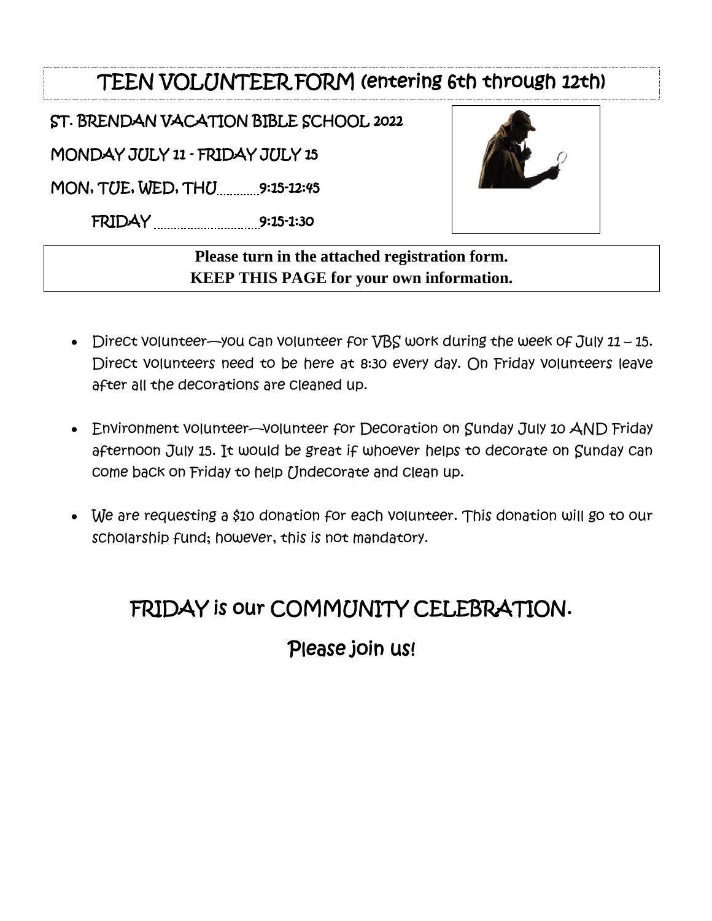# TEEN VOLUNTEER FORM (entering 6th through 12th)

ST. BRENDAN VACATION BIBLE SCHOOL 2022

MONDAY JULY 11 - FRIDAY JULY 15

MON, TUE, WED, THU............9:15-12:45

FRIDAY ................................9:15-1:30

**Please turn in the attached registration form.**
**KEEP THIS PAGE for your own information.**

- Direct volunteer—you can volunteer for VBS work during the week of July 11 – 15. Direct volunteers need to be here at 8:30 every day. On Friday volunteers leave after all the decorations are cleaned up.
- Environment volunteer—volunteer for Decoration on Sunday July 10 AND Friday afternoon July 15. It would be great if whoever helps to decorate on Sunday can come back on Friday to help Undecorate and clean up.
- We are requesting a $10 donation for each volunteer. This donation will go to our scholarship fund; however, this is not mandatory.

## FRIDAY is our COMMUNITY CELEBRATION.

## Please join us!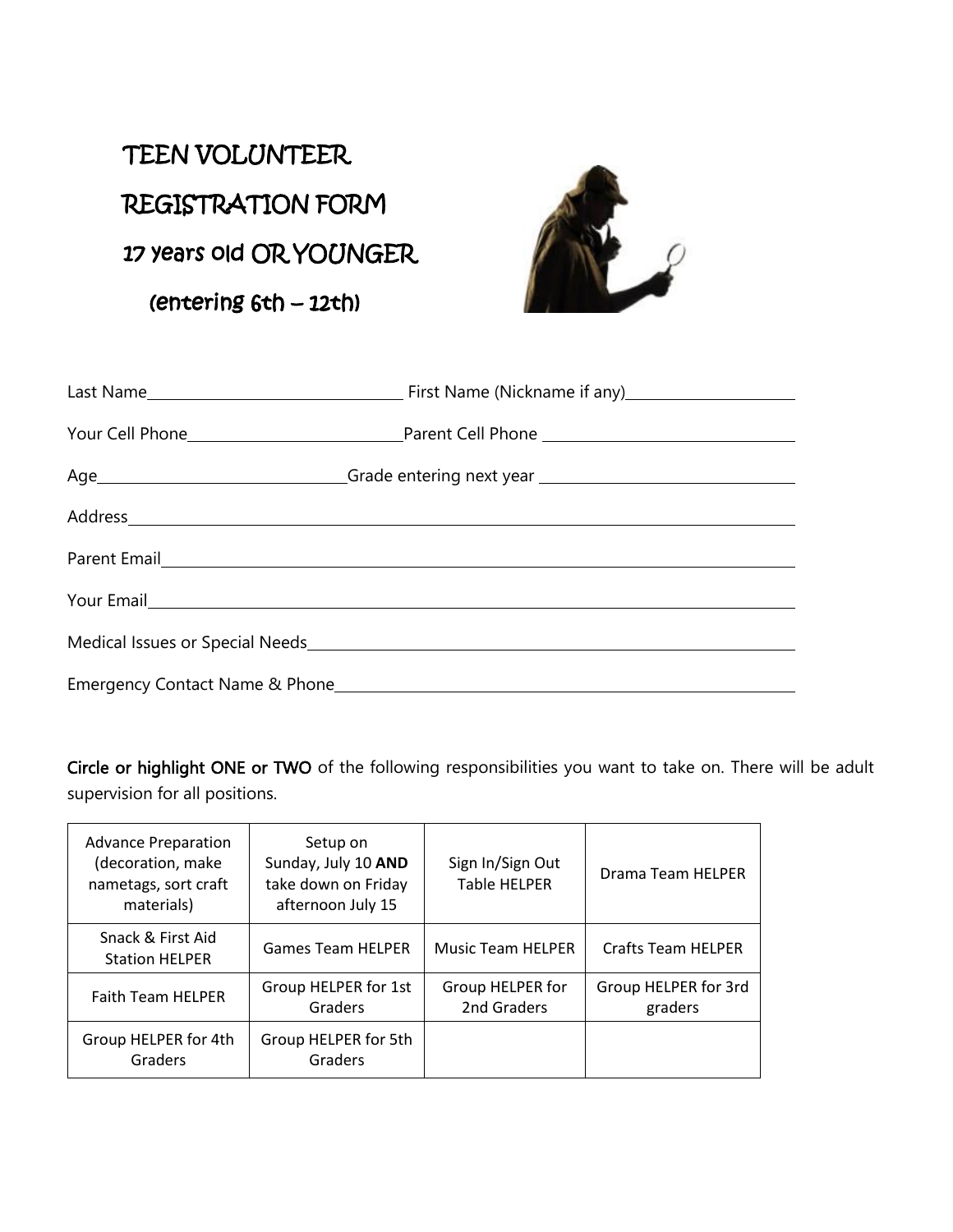# TEEN VOLUNTEER

# REGISTRATION FORM

# 17 years old OR YOUNGER

## (entering 6th – 12th)

Last Name________________________ First Name (Nickname if any)________________

Your Cell Phone____________________Parent Cell Phone ______________________

Age______________________Grade entering next year ________________________

Address_______________________________________________________________

Parent Email___________________________________________________________

Your Email_____________________________________________________________

Medical Issues or Special Needs____________________________________________

Emergency Contact Name & Phone__________________________________________

**Circle or highlight ONE or TWO** of the following responsibilities you want to take on. There will be adult supervision for all positions.

| | | | |
|---|---|---|---|
| Advance Preparation (decoration, make nametags, sort craft materials) | Setup on Sunday, July 10 **AND** take down on Friday afternoon July 15 | Sign In/Sign Out Table HELPER | Drama Team HELPER |
| Snack & First Aid Station HELPER | Games Team HELPER | Music Team HELPER | Crafts Team HELPER |
| Faith Team HELPER | Group HELPER for 1st Graders | Group HELPER for 2nd Graders | Group HELPER for 3rd graders |
| Group HELPER for 4th Graders | Group HELPER for 5th Graders | | |